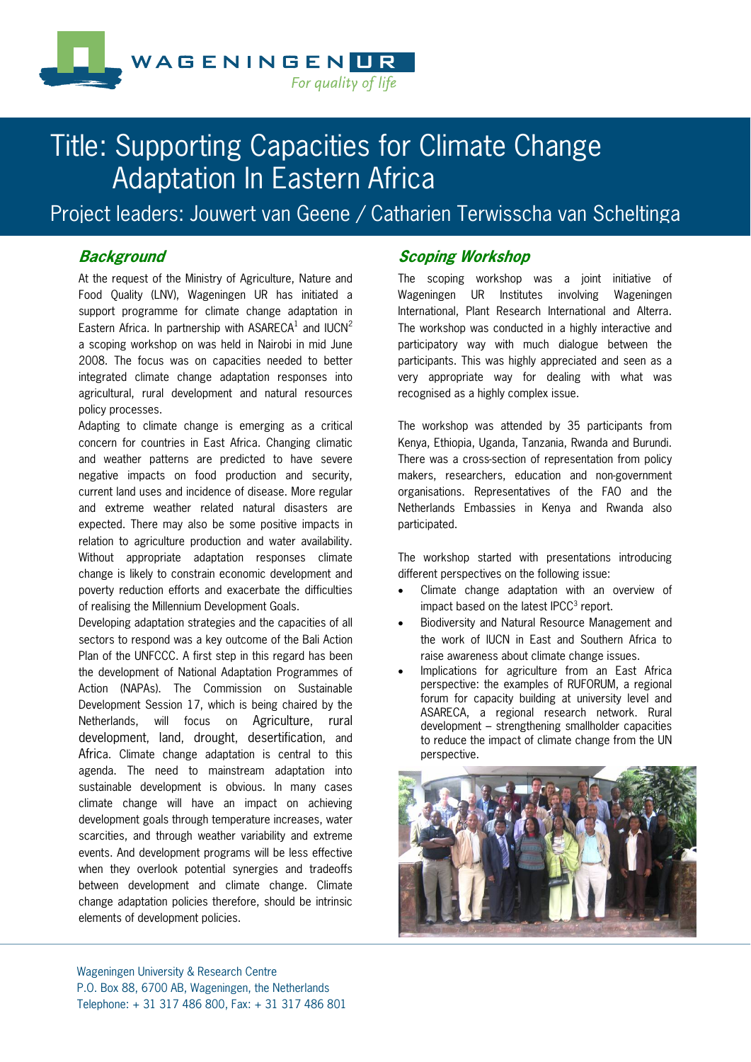# Title: Supporting Capacities for Climate Change Adaptation In Eastern Africa

## Project leaders: Jouwert van Geene / Catharien Terwisscha van Scheltinga

### *Background*

At the request of the Ministry of Agriculture, Nature and Food Quality (LNV), Wageningen UR has initiated a support programme for climate change adaptation in Eastern Africa. In partnership with ASARECA[1] and IUCN[2] a scoping workshop on was held in Nairobi in mid June 2008. The focus was on capacities needed to better integrated climate change adaptation responses into agricultural, rural development and natural resources policy processes.

Adapting to climate change is emerging as a critical concern for countries in East Africa. Changing climatic and weather patterns are predicted to have severe negative impacts on food production and security, current land uses and incidence of disease. More regular and extreme weather related natural disasters are expected. There may also be some positive impacts in relation to agriculture production and water availability. Without appropriate adaptation responses climate change is likely to constrain economic development and poverty reduction efforts and exacerbate the difficulties of realising the Millennium Development Goals.

Developing adaptation strategies and the capacities of all sectors to respond was a key outcome of the Bali Action Plan of the UNFCCC. A first step in this regard has been the development of National Adaptation Programmes of Action (NAPAs). The Commission on Sustainable Development Session 17, which is being chaired by the Netherlands, will focus on Agriculture, rural development, land, drought, desertification, and Africa. Climate change adaptation is central to this agenda. The need to mainstream adaptation into sustainable development is obvious. In many cases climate change will have an impact on achieving development goals through temperature increases, water scarcities, and through weather variability and extreme events. And development programs will be less effective when they overlook potential synergies and tradeoffs between development and climate change. Climate change adaptation policies therefore, should be intrinsic elements of development policies.

### *Scoping Workshop*

The scoping workshop was a joint initiative of Wageningen UR Institutes involving Wageningen International, Plant Research International and Alterra. The workshop was conducted in a highly interactive and participatory way with much dialogue between the participants. This was highly appreciated and seen as a very appropriate way for dealing with what was recognised as a highly complex issue.

The workshop was attended by 35 participants from Kenya, Ethiopia, Uganda, Tanzania, Rwanda and Burundi. There was a cross-section of representation from policy makers, researchers, education and non-government organisations. Representatives of the FAO and the Netherlands Embassies in Kenya and Rwanda also participated.

The workshop started with presentations introducing different perspectives on the following issue:

- Climate change adaptation with an overview of impact based on the latest IPCC[3] report.
- Biodiversity and Natural Resource Management and the work of IUCN in East and Southern Africa to raise awareness about climate change issues.
- Implications for agriculture from an East Africa perspective: the examples of RUFORUM, a regional forum for capacity building at university level and ASARECA, a regional research network. Rural development – strengthening smallholder capacities to reduce the impact of climate change from the UN perspective.

Wageningen University & Research Centre
P.O. Box 88, 6700 AB, Wageningen, the Netherlands
Telephone: + 31 317 486 800, Fax: + 31 317 486 801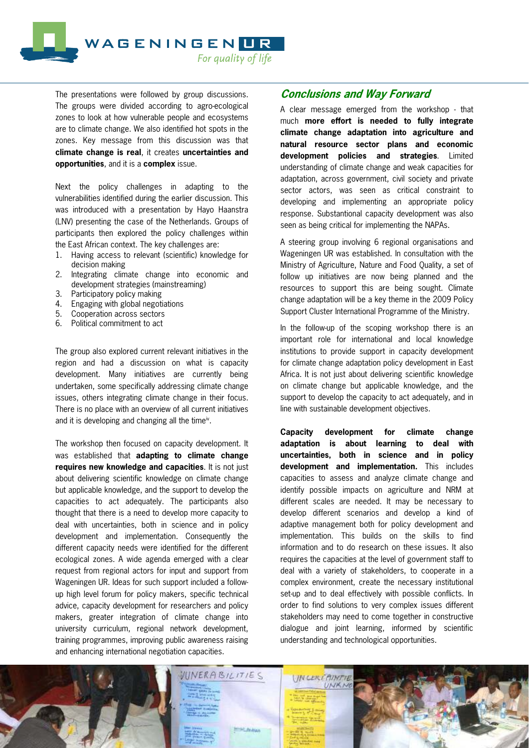The presentations were followed by group discussions. The groups were divided according to agro-ecological zones to look at how vulnerable people and ecosystems are to climate change. We also identified hot spots in the zones. Key message from this discussion was that **climate change is real**, it creates **uncertainties and opportunities**, and it is a **complex** issue.

Next the policy challenges in adapting to the vulnerabilities identified during the earlier discussion. This was introduced with a presentation by Hayo Haanstra (LNV) presenting the case of the Netherlands. Groups of participants then explored the policy challenges within the East African context. The key challenges are:

1. Having access to relevant (scientific) knowledge for decision making
2. Integrating climate change into economic and development strategies (mainstreaming)
3. Participatory policy making
4. Engaging with global negotiations
5. Cooperation across sectors
6. Political commitment to act

The group also explored current relevant initiatives in the region and had a discussion on what is capacity development. Many initiatives are currently being undertaken, some specifically addressing climate change issues, others integrating climate change in their focus. There is no place with an overview of all current initiatives and it is developing and changing all the time[iv].

The workshop then focused on capacity development. It was established that **adapting to climate change requires new knowledge and capacities**. It is not just about delivering scientific knowledge on climate change but applicable knowledge, and the support to develop the capacities to act adequately. The participants also thought that there is a need to develop more capacity to deal with uncertainties, both in science and in policy development and implementation. Consequently the different capacity needs were identified for the different ecological zones. A wide agenda emerged with a clear request from regional actors for input and support from Wageningen UR. Ideas for such support included a follow-up high level forum for policy makers, specific technical advice, capacity development for researchers and policy makers, greater integration of climate change into university curriculum, regional network development, training programmes, improving public awareness raising and enhancing international negotiation capacities.

## *Conclusions and Way Forward*

A clear message emerged from the workshop - that much **more effort is needed to fully integrate climate change adaptation into agriculture and natural resource sector plans and economic development policies and strategies**. Limited understanding of climate change and weak capacities for adaptation, across government, civil society and private sector actors, was seen as critical constraint to developing and implementing an appropriate policy response. Substantional capacity development was also seen as being critical for implementing the NAPAs.

A steering group involving 6 regional organisations and Wageningen UR was established. In consultation with the Ministry of Agriculture, Nature and Food Quality, a set of follow up initiatives are now being planned and the resources to support this are being sought. Climate change adaptation will be a key theme in the 2009 Policy Support Cluster International Programme of the Ministry.

In the follow-up of the scoping workshop there is an important role for international and local knowledge institutions to provide support in capacity development for climate change adaptation policy development in East Africa. It is not just about delivering scientific knowledge on climate change but applicable knowledge, and the support to develop the capacity to act adequately, and in line with sustainable development objectives.

**Capacity development for climate change adaptation is about learning to deal with uncertainties, both in science and in policy development and implementation.** This includes capacities to assess and analyze climate change and identify possible impacts on agriculture and NRM at different scales are needed. It may be necessary to develop different scenarios and develop a kind of adaptive management both for policy development and implementation. This builds on the skills to find information and to do research on these issues. It also requires the capacities at the level of government staff to deal with a variety of stakeholders, to cooperate in a complex environment, create the necessary institutional set-up and to deal effectively with possible conflicts. In order to find solutions to very complex issues different stakeholders may need to come together in constructive dialogue and joint learning, informed by scientific understanding and technological opportunities.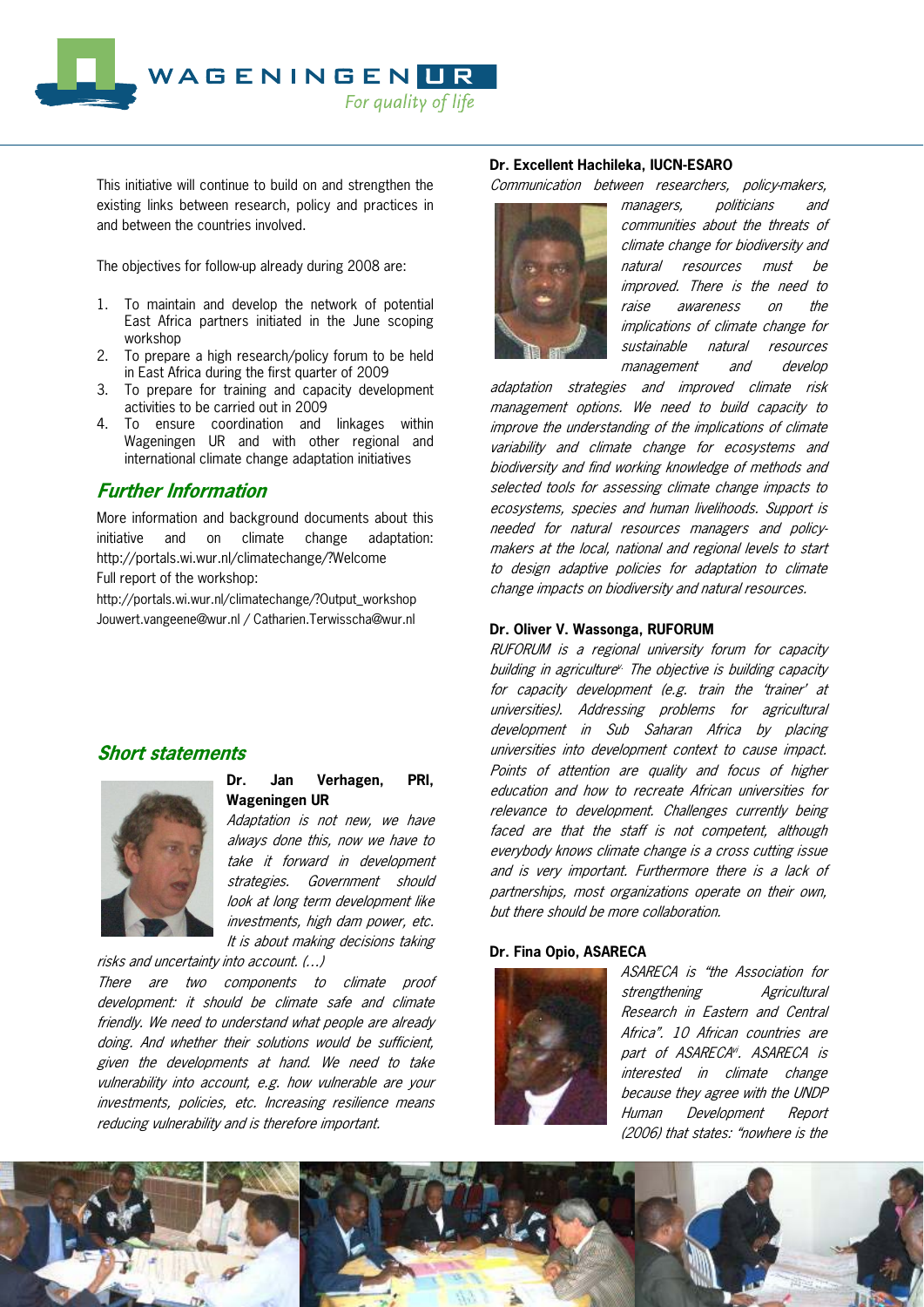This initiative will continue to build on and strengthen the existing links between research, policy and practices in and between the countries involved.

The objectives for follow-up already during 2008 are:

1. To maintain and develop the network of potential East Africa partners initiated in the June scoping workshop
2. To prepare a high research/policy forum to be held in East Africa during the first quarter of 2009
3. To prepare for training and capacity development activities to be carried out in 2009
4. To ensure coordination and linkages within Wageningen UR and with other regional and international climate change adaptation initiatives

## Further Information

More information and background documents about this initiative and on climate change adaptation: http://portals.wi.wur.nl/climatechange/?Welcome
Full report of the workshop:
http://portals.wi.wur.nl/climatechange/?Output_workshop
Jouwert.vangeene@wur.nl / Catharien.Terwisscha@wur.nl

## Short statements

**Dr. Jan Verhagen, PRI, Wageningen UR**

*Adaptation is not new, we have always done this, now we have to take it forward in development strategies. Government should look at long term development like investments, high dam power, etc. It is about making decisions taking risks and uncertainty into account. (…)*
*There are two components to climate proof development: it should be climate safe and climate friendly. We need to understand what people are already doing. And whether their solutions would be sufficient, given the developments at hand. We need to take vulnerability into account, e.g. how vulnerable are your investments, policies, etc. Increasing resilience means reducing vulnerability and is therefore important.*

**Dr. Excellent Hachileka, IUCN-ESARO**

*Communication between researchers, policy-makers, managers, politicians and communities about the threats of climate change for biodiversity and natural resources must be improved. There is the need to raise awareness on the implications of climate change for sustainable natural resources management and develop adaptation strategies and improved climate risk management options. We need to build capacity to improve the understanding of the implications of climate variability and climate change for ecosystems and biodiversity and find working knowledge of methods and selected tools for assessing climate change impacts to ecosystems, species and human livelihoods. Support is needed for natural resources managers and policy-makers at the local, national and regional levels to start to design adaptive policies for adaptation to climate change impacts on biodiversity and natural resources.*

**Dr. Oliver V. Wassonga, RUFORUM**

*RUFORUM is a regional university forum for capacity building in agriculture[v]. The objective is building capacity for capacity development (e.g. train the 'trainer' at universities). Addressing problems for agricultural development in Sub Saharan Africa by placing universities into development context to cause impact. Points of attention are quality and focus of higher education and how to recreate African universities for relevance to development. Challenges currently being faced are that the staff is not competent, although everybody knows climate change is a cross cutting issue and is very important. Furthermore there is a lack of partnerships, most organizations operate on their own, but there should be more collaboration.*

**Dr. Fina Opio, ASARECA**

*ASARECA is "the Association for strengthening Agricultural Research in Eastern and Central Africa". 10 African countries are part of ASARECA[vi]. ASARECA is interested in climate change because they agree with the UNDP Human Development Report (2006) that states: "nowhere is the*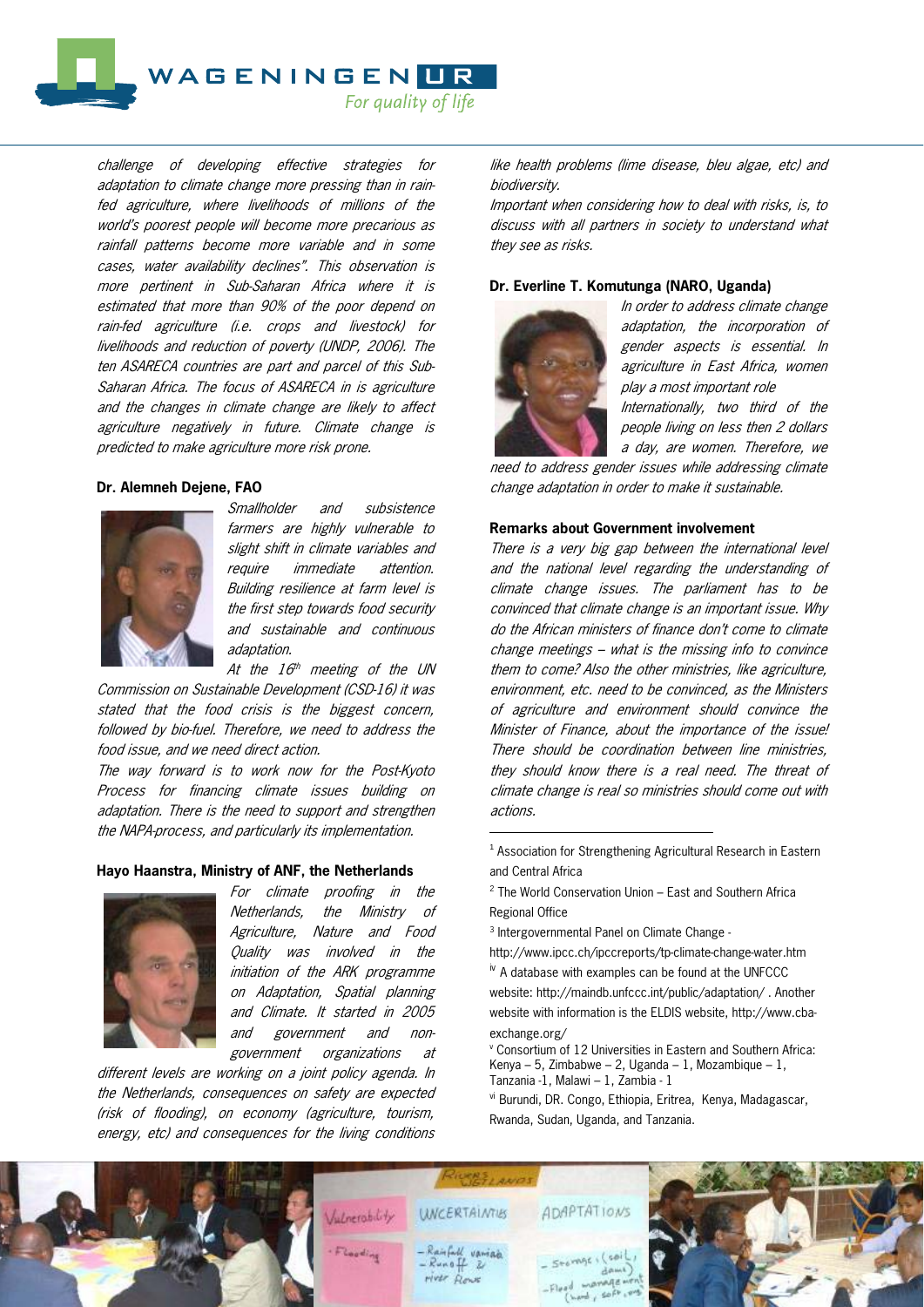*challenge of developing effective strategies for adaptation to climate change more pressing than in rain-fed agriculture, where livelihoods of millions of the world's poorest people will become more precarious as rainfall patterns become more variable and in some cases, water availability declines". This observation is more pertinent in Sub-Saharan Africa where it is estimated that more than 90% of the poor depend on rain-fed agriculture (i.e. crops and livestock) for livelihoods and reduction of poverty (UNDP, 2006). The ten ASARECA countries are part and parcel of this Sub-Saharan Africa. The focus of ASARECA in is agriculture and the changes in climate change are likely to affect agriculture negatively in future. Climate change is predicted to make agriculture more risk prone.*

**Dr. Alemneh Dejene, FAO**

*Smallholder and subsistence farmers are highly vulnerable to slight shift in climate variables and require immediate attention. Building resilience at farm level is the first step towards food security and sustainable and continuous adaptation.*

*At the 16th meeting of the UN Commission on Sustainable Development (CSD-16) it was stated that the food crisis is the biggest concern, followed by bio-fuel. Therefore, we need to address the food issue, and we need direct action.*

*The way forward is to work now for the Post-Kyoto Process for financing climate issues building on adaptation. There is the need to support and strengthen the NAPA-process, and particularly its implementation.*

**Hayo Haanstra, Ministry of ANF, the Netherlands**

*For climate proofing in the Netherlands, the Ministry of Agriculture, Nature and Food Quality was involved in the initiation of the ARK programme on Adaptation, Spatial planning and Climate. It started in 2005 and government and non-government organizations at different levels are working on a joint policy agenda. In the Netherlands, consequences on safety are expected (risk of flooding), on economy (agriculture, tourism, energy, etc) and consequences for the living conditions like health problems (lime disease, bleu algae, etc) and biodiversity.*

*Important when considering how to deal with risks, is, to discuss with all partners in society to understand what they see as risks.*

**Dr. Everline T. Komutunga (NARO, Uganda)**

*In order to address climate change adaptation, the incorporation of gender aspects is essential. In agriculture in East Africa, women play a most important role*

*Internationally, two third of the people living on less then 2 dollars a day, are women. Therefore, we need to address gender issues while addressing climate change adaptation in order to make it sustainable.*

**Remarks about Government involvement**

*There is a very big gap between the international level and the national level regarding the understanding of climate change issues. The parliament has to be convinced that climate change is an important issue. Why do the African ministers of finance don't come to climate change meetings – what is the missing info to convince them to come? Also the other ministries, like agriculture, environment, etc. need to be convinced, as the Ministers of agriculture and environment should convince the Minister of Finance, about the importance of the issue! There should be coordination between line ministries, they should know there is a real need. The threat of climate change is real so ministries should come out with actions.*

---

[1] Association for Strengthening Agricultural Research in Eastern and Central Africa

[2] The World Conservation Union – East and Southern Africa Regional Office

[3] Intergovernmental Panel on Climate Change - http://www.ipcc.ch/ipccreports/tp-climate-change-water.htm

[iv] A database with examples can be found at the UNFCCC website: http://maindb.unfccc.int/public/adaptation/ . Another website with information is the ELDIS website, http://www.cba-exchange.org/

[v] Consortium of 12 Universities in Eastern and Southern Africa: Kenya – 5, Zimbabwe – 2, Uganda – 1, Mozambique – 1, Tanzania -1, Malawi – 1, Zambia - 1

[vi] Burundi, DR. Congo, Ethiopia, Eritrea, Kenya, Madagascar, Rwanda, Sudan, Uganda, and Tanzania.